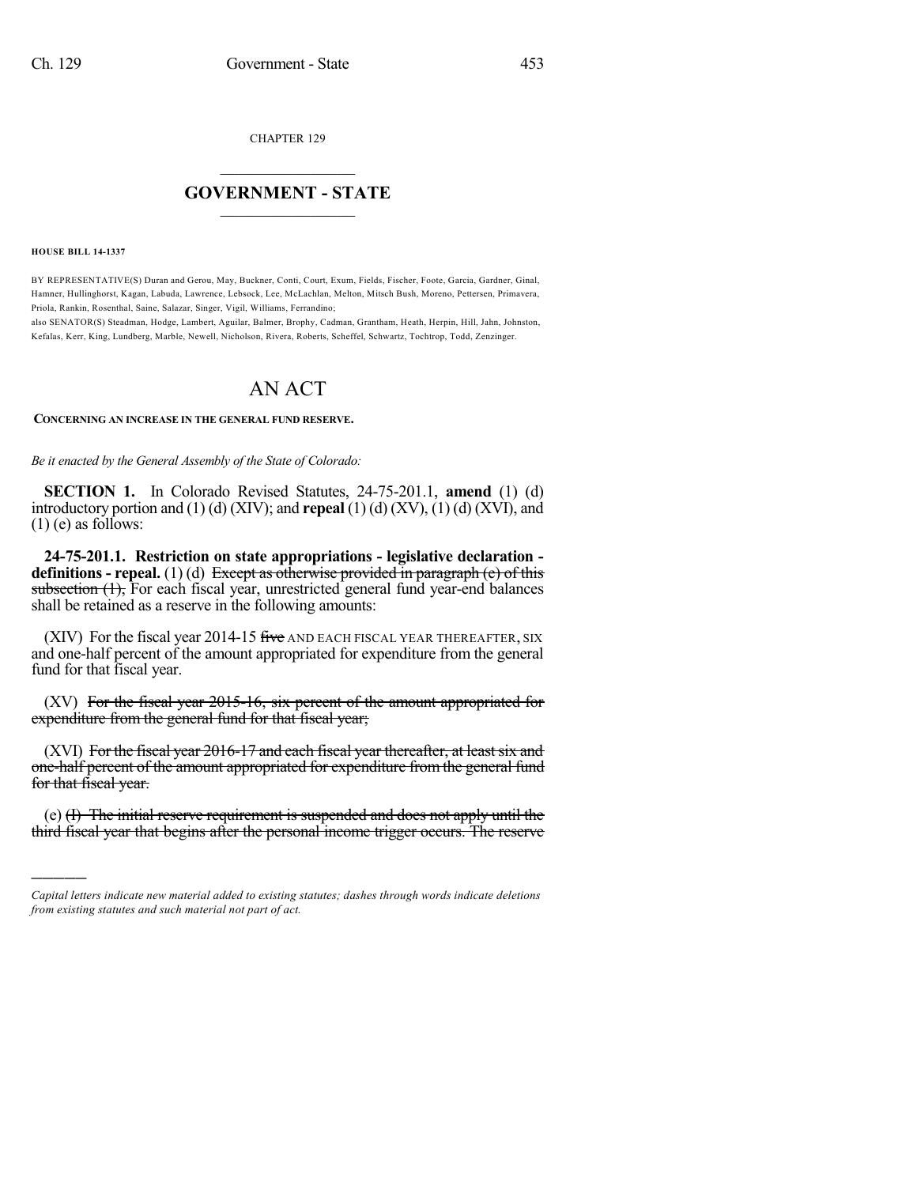CHAPTER 129

# GOVERNMENT - STATE

**HOUSE BILL 14-1337**

BY REPRESENTATIVE(S) Duran and Gerou, May, Buckner, Conti, Court, Exum, Fields, Fischer, Foote, Garcia, Gardner, Ginal, Hamner, Hullinghorst, Kagan, Labuda, Lawrence, Lebsock, Lee, McLachlan, Melton, Mitsch Bush, Moreno, Pettersen, Primavera, Priola, Rankin, Rosenthal, Saine, Salazar, Singer, Vigil, Williams, Ferrandino;
also SENATOR(S) Steadman, Hodge, Lambert, Aguilar, Balmer, Brophy, Cadman, Grantham, Heath, Herpin, Hill, Jahn, Johnston, Kefalas, Kerr, King, Lundberg, Marble, Newell, Nicholson, Rivera, Roberts, Scheffel, Schwartz, Tochtrop, Todd, Zenzinger.

# AN ACT

**CONCERNING AN INCREASE IN THE GENERAL FUND RESERVE.**

*Be it enacted by the General Assembly of the State of Colorado:*

**SECTION 1.** In Colorado Revised Statutes, 24-75-201.1, **amend** (1) (d) introductory portion and (1) (d) (XIV); and **repeal** (1) (d) (XV), (1) (d) (XVI), and (1) (e) as follows:

**24-75-201.1. Restriction on state appropriations - legislative declaration - definitions - repeal.** (1) (d) ~~Except as otherwise provided in paragraph (e) of this subsection (1),~~ For each fiscal year, unrestricted general fund year-end balances shall be retained as a reserve in the following amounts:

(XIV) For the fiscal year 2014-15 ~~five~~ AND EACH FISCAL YEAR THEREAFTER, SIX and one-half percent of the amount appropriated for expenditure from the general fund for that fiscal year.

(XV) ~~For the fiscal year 2015-16, six percent of the amount appropriated for expenditure from the general fund for that fiscal year;~~

(XVI) ~~For the fiscal year 2016-17 and each fiscal year thereafter, at least six and one-half percent of the amount appropriated for expenditure from the general fund for that fiscal year.~~

(e) ~~(I) The initial reserve requirement is suspended and does not apply until the third fiscal year that begins after the personal income trigger occurs. The reserve~~

*Capital letters indicate new material added to existing statutes; dashes through words indicate deletions from existing statutes and such material not part of act.*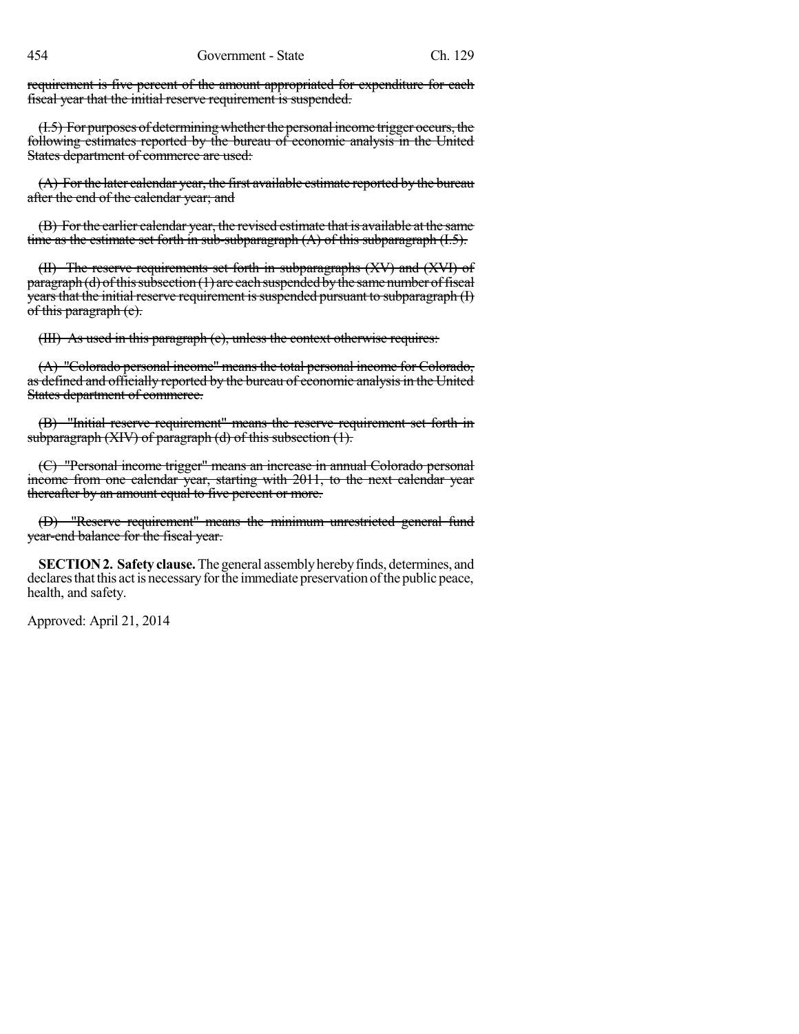~~requirement is five percent of the amount appropriated for expenditure for each fiscal year that the initial reserve requirement is suspended.~~

~~(I.5) For purposes of determining whether the personal income trigger occurs, the following estimates reported by the bureau of economic analysis in the United States department of commerce are used:~~

~~(A) For the later calendar year, the first available estimate reported by the bureau after the end of the calendar year; and~~

~~(B) For the earlier calendar year, the revised estimate that is available at the same time as the estimate set forth in sub-subparagraph (A) of this subparagraph (I.5).~~

~~(II) The reserve requirements set forth in subparagraphs (XV) and (XVI) of paragraph (d) of this subsection (1) are each suspended by the same number of fiscal years that the initial reserve requirement is suspended pursuant to subparagraph (I) of this paragraph (e).~~

~~(III) As used in this paragraph (e), unless the context otherwise requires:~~

~~(A) "Colorado personal income" means the total personal income for Colorado, as defined and officially reported by the bureau of economic analysis in the United States department of commerce.~~

~~(B) "Initial reserve requirement" means the reserve requirement set forth in subparagraph (XIV) of paragraph (d) of this subsection (1).~~

~~(C) "Personal income trigger" means an increase in annual Colorado personal income from one calendar year, starting with 2011, to the next calendar year thereafter by an amount equal to five percent or more.~~

~~(D) "Reserve requirement" means the minimum unrestricted general fund year-end balance for the fiscal year.~~

**SECTION 2. Safety clause.** The general assembly hereby finds, determines, and declares that this act is necessary for the immediate preservation of the public peace, health, and safety.

Approved: April 21, 2014